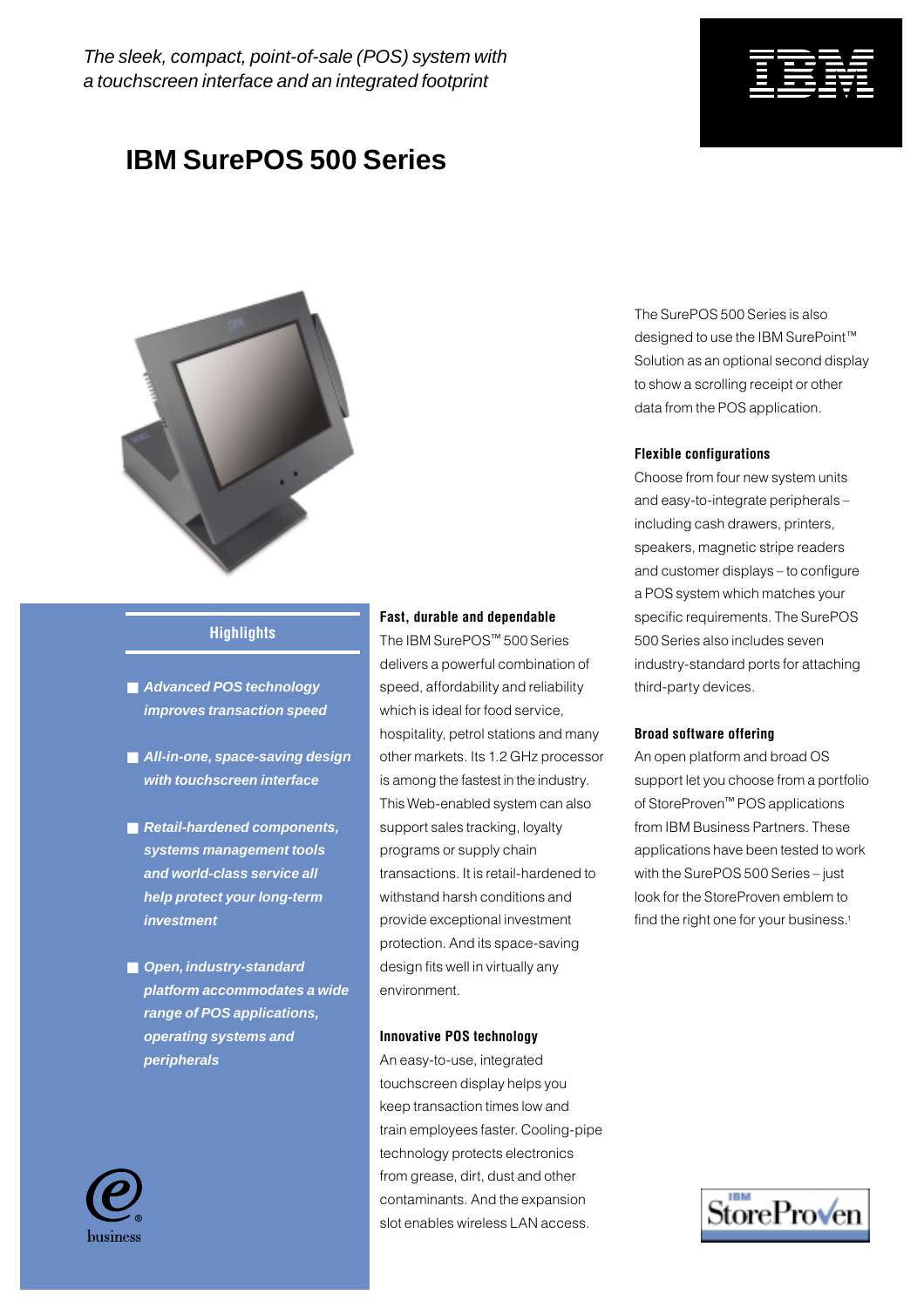*The sleek, compact, point-of-sale (POS) system with a touchscreen interface and an integrated footprint*

# IBM SurePOS 500 Series

## Highlights

- ***Advanced POS technology improves transaction speed***
- ***All-in-one, space-saving design with touchscreen interface***
- ***Retail-hardened components, systems management tools and world-class service all help protect your long-term investment***
- ***Open, industry-standard platform accommodates a wide range of POS applications, operating systems and peripherals***

### Fast, durable and dependable

The IBM SurePOS™ 500 Series delivers a powerful combination of speed, affordability and reliability which is ideal for food service, hospitality, petrol stations and many other markets. Its 1.2 GHz processor is among the fastest in the industry. This Web-enabled system can also support sales tracking, loyalty programs or supply chain transactions. It is retail-hardened to withstand harsh conditions and provide exceptional investment protection. And its space-saving design fits well in virtually any environment.

### Innovative POS technology

An easy-to-use, integrated touchscreen display helps you keep transaction times low and train employees faster. Cooling-pipe technology protects electronics from grease, dirt, dust and other contaminants. And the expansion slot enables wireless LAN access.

The SurePOS 500 Series is also designed to use the IBM SurePoint™ Solution as an optional second display to show a scrolling receipt or other data from the POS application.

### Flexible configurations

Choose from four new system units and easy-to-integrate peripherals – including cash drawers, printers, speakers, magnetic stripe readers and customer displays – to configure a POS system which matches your specific requirements. The SurePOS 500 Series also includes seven industry-standard ports for attaching third-party devices.

### Broad software offering

An open platform and broad OS support let you choose from a portfolio of StoreProven™ POS applications from IBM Business Partners. These applications have been tested to work with the SurePOS 500 Series – just look for the StoreProven emblem to find the right one for your business.[1]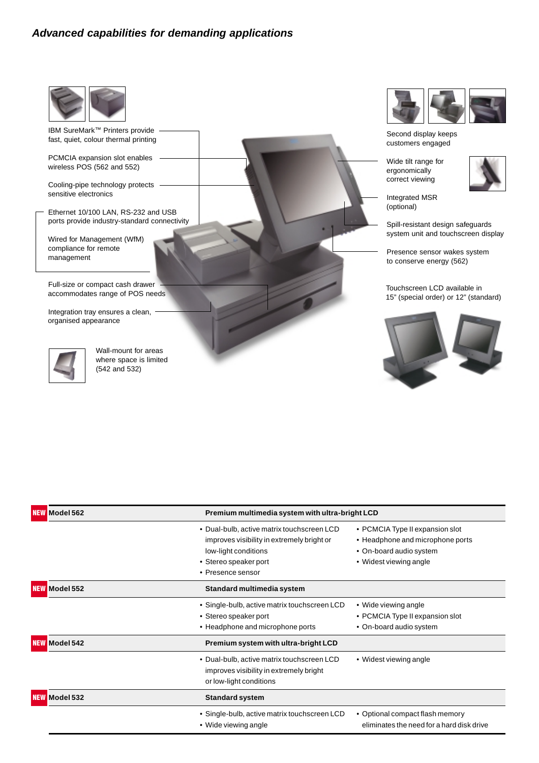*Advanced capabilities for demanding applications*

IBM SureMark™ Printers provide fast, quiet, colour thermal printing

PCMCIA expansion slot enables wireless POS (562 and 552)

Cooling-pipe technology protects sensitive electronics

Ethernet 10/100 LAN, RS-232 and USB ports provide industry-standard connectivity

Wired for Management (WfM) compliance for remote management

Full-size or compact cash drawer accommodates range of POS needs

Integration tray ensures a clean, organised appearance

Wall-mount for areas where space is limited (542 and 532)

Second display keeps customers engaged

Wide tilt range for ergonomically correct viewing

Integrated MSR (optional)

Spill-resistant design safeguards system unit and touchscreen display

Presence sensor wakes system to conserve energy (562)

Touchscreen LCD available in 15" (special order) or 12" (standard)

| | | |
|---|---|---|
| **NEW Model 562** | **Premium multimedia system with ultra-bright LCD** | |
| | • Dual-bulb, active matrix touchscreen LCD improves visibility in extremely bright or low-light conditions<br>• Stereo speaker port<br>• Presence sensor | • PCMCIA Type II expansion slot<br>• Headphone and microphone ports<br>• On-board audio system<br>• Widest viewing angle |
| **NEW Model 552** | **Standard multimedia system** | |
| | • Single-bulb, active matrix touchscreen LCD<br>• Stereo speaker port<br>• Headphone and microphone ports | • Wide viewing angle<br>• PCMCIA Type II expansion slot<br>• On-board audio system |
| **NEW Model 542** | **Premium system with ultra-bright LCD** | |
| | • Dual-bulb, active matrix touchscreen LCD improves visibility in extremely bright or low-light conditions | • Widest viewing angle |
| **NEW Model 532** | **Standard system** | |
| | • Single-bulb, active matrix touchscreen LCD<br>• Wide viewing angle | • Optional compact flash memory eliminates the need for a hard disk drive |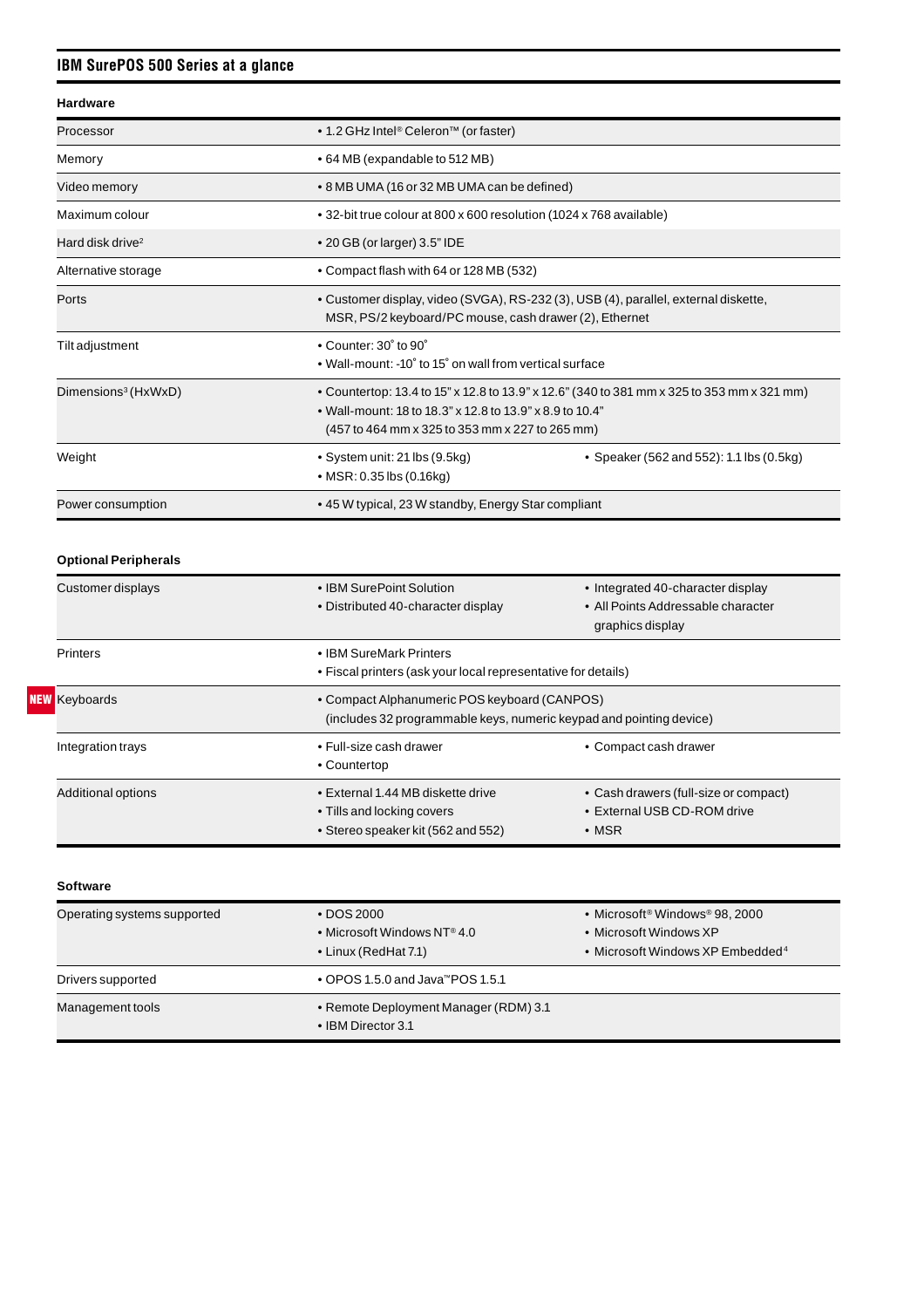## IBM SurePOS 500 Series at a glance

### Hardware

| | |
|---|---|
| Processor | • 1.2 GHz Intel® Celeron™ (or faster) |
| Memory | • 64 MB (expandable to 512 MB) |
| Video memory | • 8 MB UMA (16 or 32 MB UMA can be defined) |
| Maximum colour | • 32-bit true colour at 800 x 600 resolution (1024 x 768 available) |
| Hard disk drive[2] | • 20 GB (or larger) 3.5" IDE |
| Alternative storage | • Compact flash with 64 or 128 MB (532) |
| Ports | • Customer display, video (SVGA), RS-232 (3), USB (4), parallel, external diskette, MSR, PS/2 keyboard/PC mouse, cash drawer (2), Ethernet |
| Tilt adjustment | • Counter: 30˚ to 90˚ • Wall-mount: -10˚ to 15˚ on wall from vertical surface |
| Dimensions[3] (HxWxD) | • Countertop: 13.4 to 15" x 12.8 to 13.9" x 12.6" (340 to 381 mm x 325 to 353 mm x 321 mm) • Wall-mount: 18 to 18.3" x 12.8 to 13.9" x 8.9 to 10.4" (457 to 464 mm x 325 to 353 mm x 227 to 265 mm) |
| Weight | • System unit: 21 lbs (9.5kg) • MSR: 0.35 lbs (0.16kg) • Speaker (562 and 552): 1.1 lbs (0.5kg) |
| Power consumption | • 45 W typical, 23 W standby, Energy Star compliant |

### Optional Peripherals

| | | |
|---|---|---|
| Customer displays | • IBM SurePoint Solution • Distributed 40-character display | • Integrated 40-character display • All Points Addressable character graphics display |
| Printers | • IBM SureMark Printers • Fiscal printers (ask your local representative for details) | |
| **NEW** Keyboards | • Compact Alphanumeric POS keyboard (CANPOS) (includes 32 programmable keys, numeric keypad and pointing device) | |
| Integration trays | • Full-size cash drawer • Countertop | • Compact cash drawer |
| Additional options | • External 1.44 MB diskette drive • Tills and locking covers • Stereo speaker kit (562 and 552) | • Cash drawers (full-size or compact) • External USB CD-ROM drive • MSR |

### Software

| | | |
|---|---|---|
| Operating systems supported | • DOS 2000 • Microsoft Windows NT® 4.0 • Linux (RedHat 7.1) | • Microsoft® Windows® 98, 2000 • Microsoft Windows XP • Microsoft Windows XP Embedded[4] |
| Drivers supported | • OPOS 1.5.0 and Java™POS 1.5.1 | |
| Management tools | • Remote Deployment Manager (RDM) 3.1 • IBM Director 3.1 | |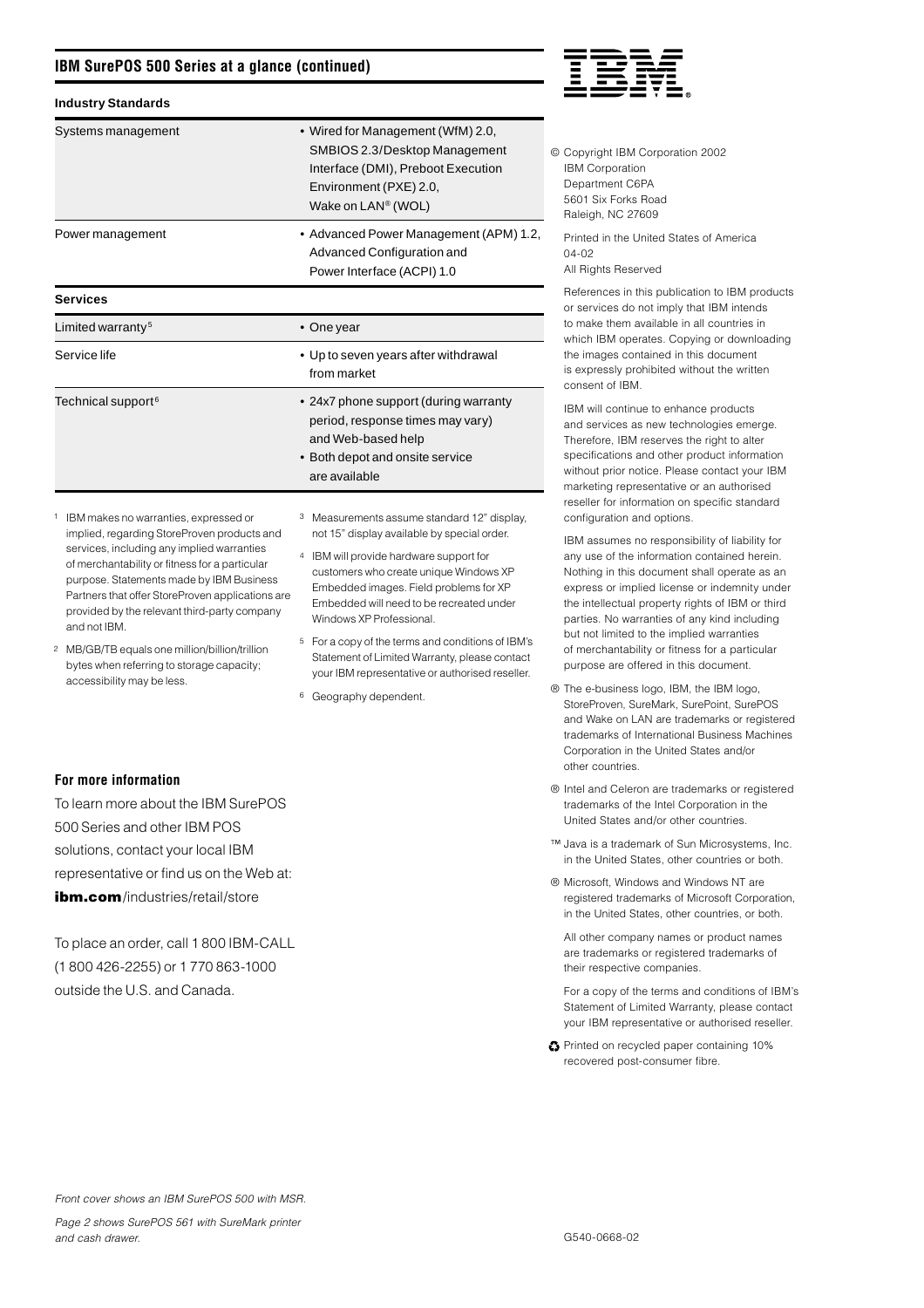## IBM SurePOS 500 Series at a glance (continued)

| | |
|---|---|
| **Industry Standards** | |
| Systems management | • Wired for Management (WfM) 2.0, SMBIOS 2.3/Desktop Management Interface (DMI), Preboot Execution Environment (PXE) 2.0, Wake on LAN® (WOL) |
| Power management | • Advanced Power Management (APM) 1.2, Advanced Configuration and Power Interface (ACPI) 1.0 |
| **Services** | |
| Limited warranty[5] | • One year |
| Service life | • Up to seven years after withdrawal from market |
| Technical support[6] | • 24x7 phone support (during warranty period, response times may vary) and Web-based help<br>• Both depot and onsite service are available |

[1] IBM makes no warranties, expressed or implied, regarding StoreProven products and services, including any implied warranties of merchantability or fitness for a particular purpose. Statements made by IBM Business Partners that offer StoreProven applications are provided by the relevant third-party company and not IBM.

[2] MB/GB/TB equals one million/billion/trillion bytes when referring to storage capacity; accessibility may be less.

[3] Measurements assume standard 12" display, not 15" display available by special order.

[4] IBM will provide hardware support for customers who create unique Windows XP Embedded images. Field problems for XP Embedded will need to be recreated under Windows XP Professional.

[5] For a copy of the terms and conditions of IBM's Statement of Limited Warranty, please contact your IBM representative or authorised reseller.

[6] Geography dependent.

### For more information

To learn more about the IBM SurePOS 500 Series and other IBM POS solutions, contact your local IBM representative or find us on the Web at: **ibm.com**/industries/retail/store

To place an order, call 1 800 IBM-CALL (1 800 426-2255) or 1 770 863-1000 outside the U.S. and Canada.

© Copyright IBM Corporation 2002
IBM Corporation
Department C6PA
5601 Six Forks Road
Raleigh, NC 27609

Printed in the United States of America
04-02
All Rights Reserved

References in this publication to IBM products or services do not imply that IBM intends to make them available in all countries in which IBM operates. Copying or downloading the images contained in this document is expressly prohibited without the written consent of IBM.

IBM will continue to enhance products and services as new technologies emerge. Therefore, IBM reserves the right to alter specifications and other product information without prior notice. Please contact your IBM marketing representative or an authorised reseller for information on specific standard configuration and options.

IBM assumes no responsibility of liability for any use of the information contained herein. Nothing in this document shall operate as an express or implied license or indemnity under the intellectual property rights of IBM or third parties. No warranties of any kind including but not limited to the implied warranties of merchantability or fitness for a particular purpose are offered in this document.

® The e-business logo, IBM, the IBM logo, StoreProven, SureMark, SurePoint, SurePOS and Wake on LAN are trademarks or registered trademarks of International Business Machines Corporation in the United States and/or other countries.

® Intel and Celeron are trademarks or registered trademarks of the Intel Corporation in the United States and/or other countries.

™ Java is a trademark of Sun Microsystems, Inc. in the United States, other countries or both.

® Microsoft, Windows and Windows NT are registered trademarks of Microsoft Corporation, in the United States, other countries, or both.

All other company names or product names are trademarks or registered trademarks of their respective companies.

For a copy of the terms and conditions of IBM's Statement of Limited Warranty, please contact your IBM representative or authorised reseller.

♻ Printed on recycled paper containing 10% recovered post-consumer fibre.

*Front cover shows an IBM SurePOS 500 with MSR.*

*Page 2 shows SurePOS 561 with SureMark printer and cash drawer.*

G540-0668-02